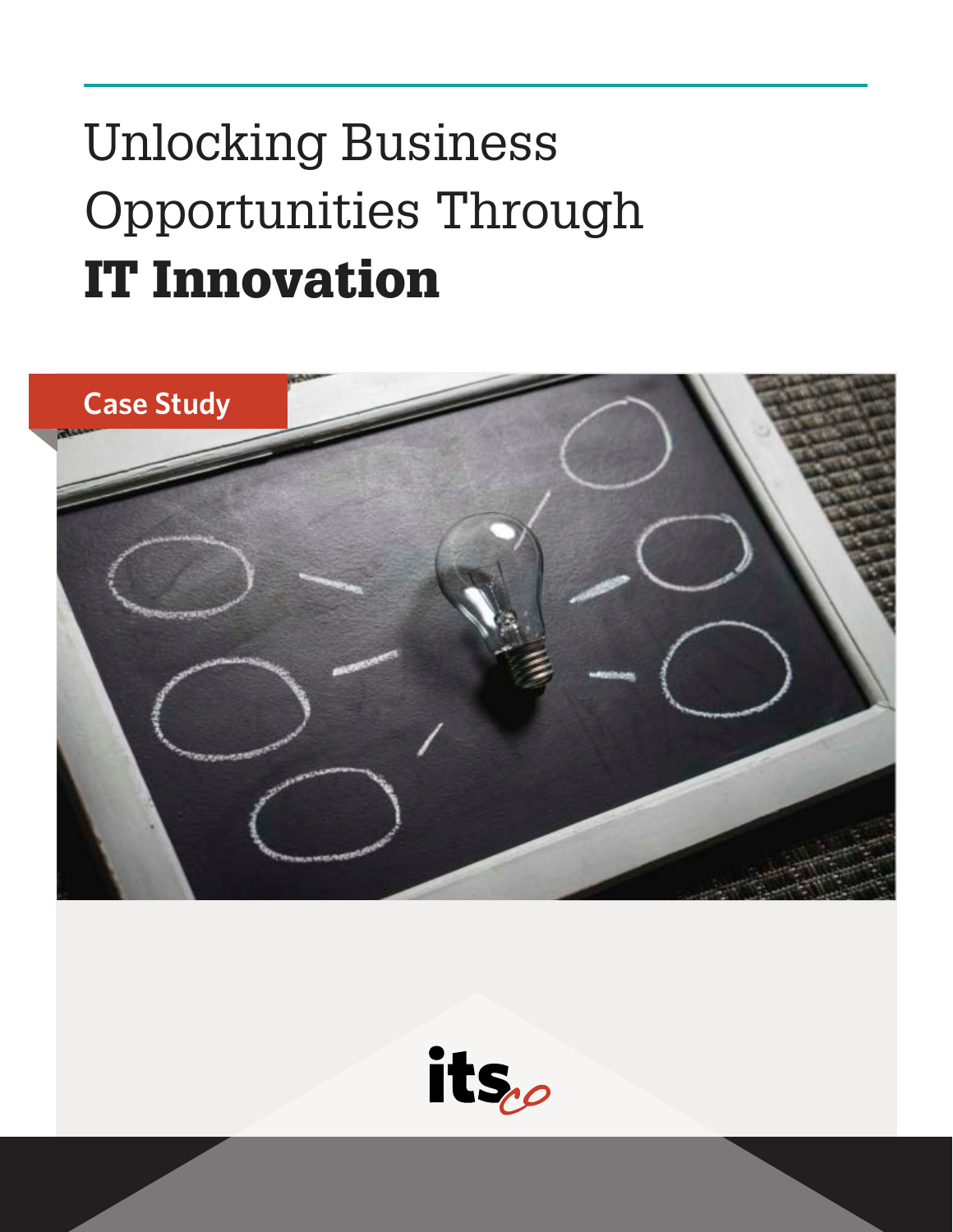# Unlocking Business Opportunities Through **IT Innovation**

Case Study

itsco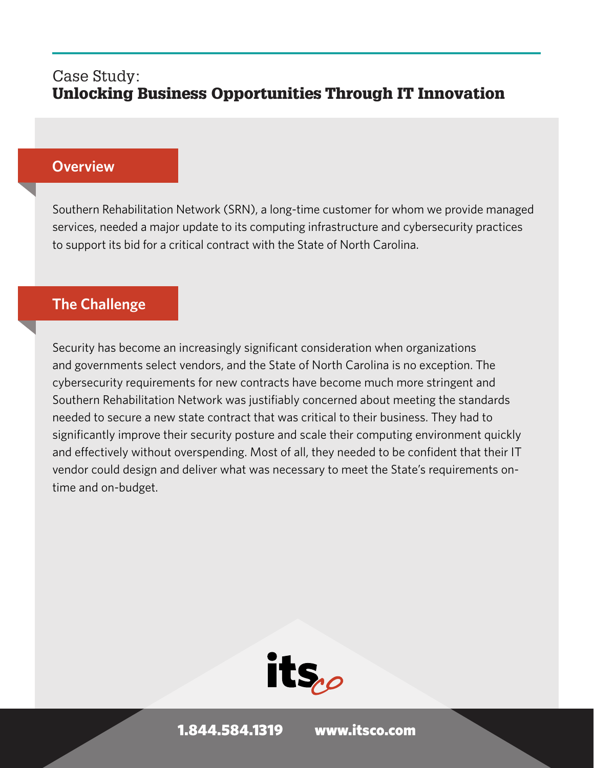Case Study:

# Unlocking Business Opportunities Through IT Innovation

## Overview

Southern Rehabilitation Network (SRN), a long-time customer for whom we provide managed services, needed a major update to its computing infrastructure and cybersecurity practices to support its bid for a critical contract with the State of North Carolina.

## The Challenge

Security has become an increasingly significant consideration when organizations and governments select vendors, and the State of North Carolina is no exception. The cybersecurity requirements for new contracts have become much more stringent and Southern Rehabilitation Network was justifiably concerned about meeting the standards needed to secure a new state contract that was critical to their business. They had to significantly improve their security posture and scale their computing environment quickly and effectively without overspending. Most of all, they needed to be confident that their IT vendor could design and deliver what was necessary to meet the State's requirements on-time and on-budget.

itsco

1.844.584.1319 www.itsco.com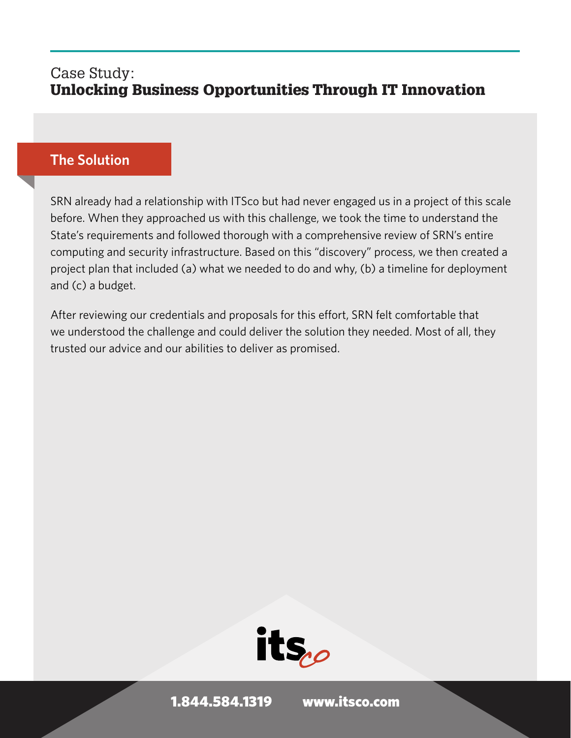## The Solution

SRN already had a relationship with ITSco but had never engaged us in a project of this scale before. When they approached us with this challenge, we took the time to understand the State's requirements and followed thorough with a comprehensive review of SRN's entire computing and security infrastructure. Based on this "discovery" process, we then created a project plan that included (a) what we needed to do and why, (b) a timeline for deployment and (c) a budget.

After reviewing our credentials and proposals for this effort, SRN felt comfortable that we understood the challenge and could deliver the solution they needed. Most of all, they trusted our advice and our abilities to deliver as promised.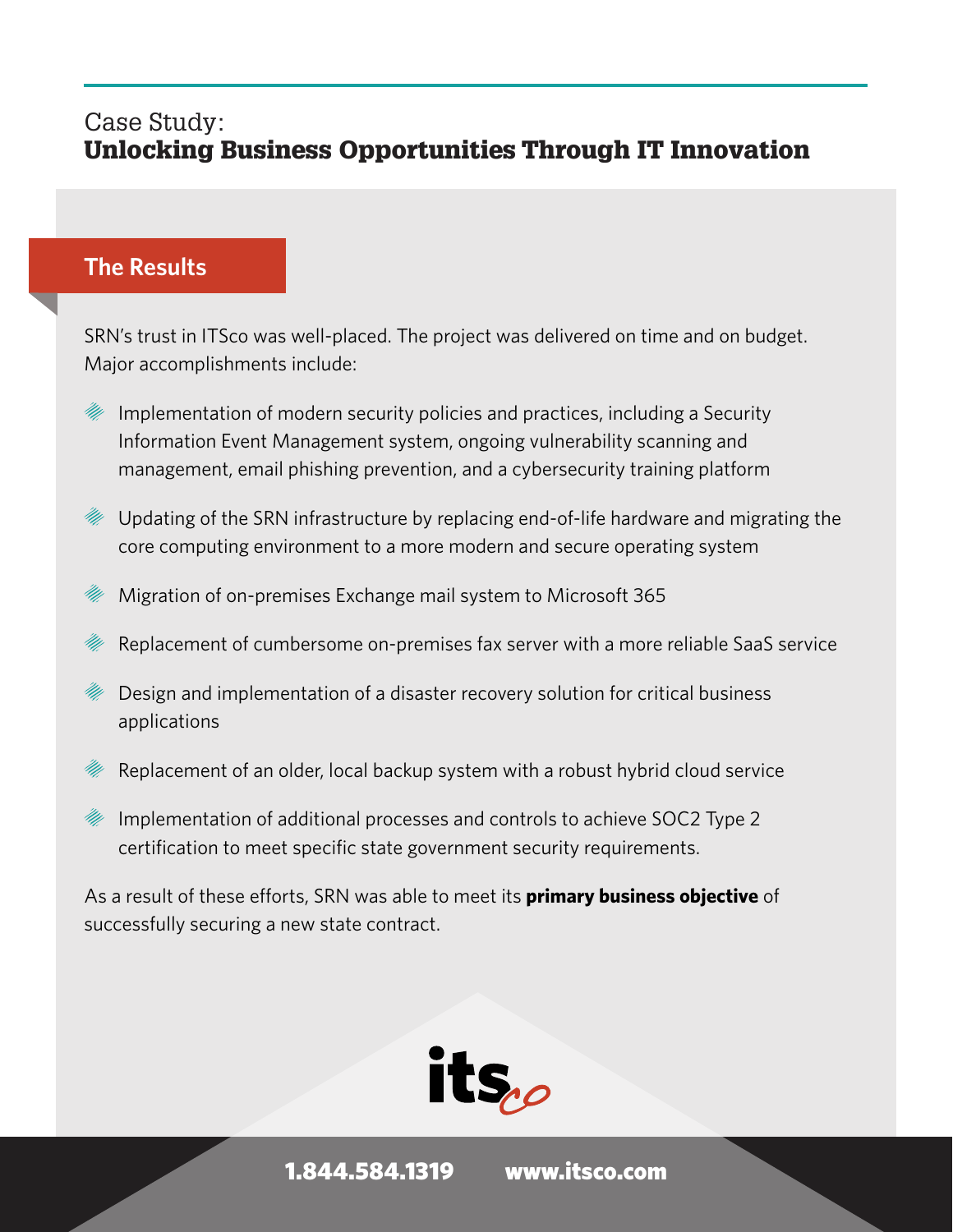Case Study:
# Unlocking Business Opportunities Through IT Innovation

## The Results

SRN's trust in ITSco was well-placed. The project was delivered on time and on budget. Major accomplishments include:

- Implementation of modern security policies and practices, including a Security Information Event Management system, ongoing vulnerability scanning and management, email phishing prevention, and a cybersecurity training platform
- Updating of the SRN infrastructure by replacing end-of-life hardware and migrating the core computing environment to a more modern and secure operating system
- Migration of on-premises Exchange mail system to Microsoft 365
- Replacement of cumbersome on-premises fax server with a more reliable SaaS service
- Design and implementation of a disaster recovery solution for critical business applications
- Replacement of an older, local backup system with a robust hybrid cloud service
- Implementation of additional processes and controls to achieve SOC2 Type 2 certification to meet specific state government security requirements.

As a result of these efforts, SRN was able to meet its **primary business objective** of successfully securing a new state contract.

1.844.584.1319 www.itsco.com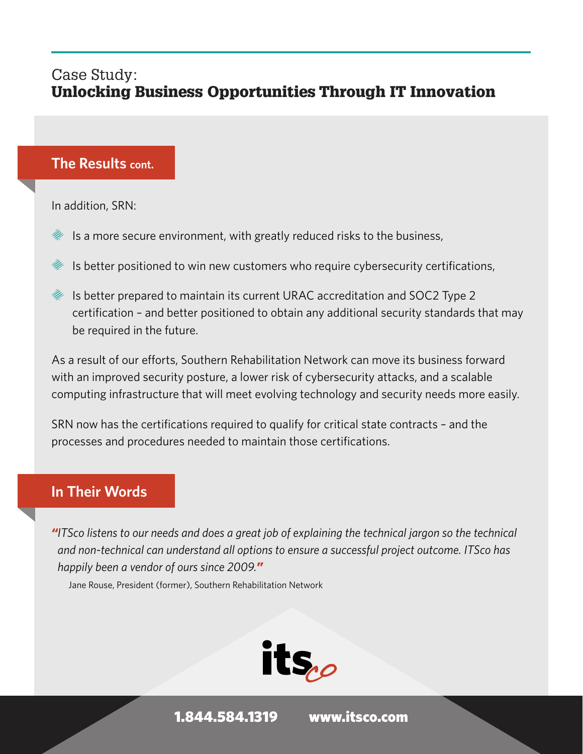Case Study:
# Unlocking Business Opportunities Through IT Innovation

## The Results cont.

In addition, SRN:

- Is a more secure environment, with greatly reduced risks to the business,
- Is better positioned to win new customers who require cybersecurity certifications,
- Is better prepared to maintain its current URAC accreditation and SOC2 Type 2 certification – and better positioned to obtain any additional security standards that may be required in the future.

As a result of our efforts, Southern Rehabilitation Network can move its business forward with an improved security posture, a lower risk of cybersecurity attacks, and a scalable computing infrastructure that will meet evolving technology and security needs more easily.

SRN now has the certifications required to qualify for critical state contracts – and the processes and procedures needed to maintain those certifications.

## In Their Words

*"ITSco listens to our needs and does a great job of explaining the technical jargon so the technical and non-technical can understand all options to ensure a successful project outcome. ITSco has happily been a vendor of ours since 2009."*

Jane Rouse, President (former), Southern Rehabilitation Network

itsco

**1.844.584.1319** **www.itsco.com**